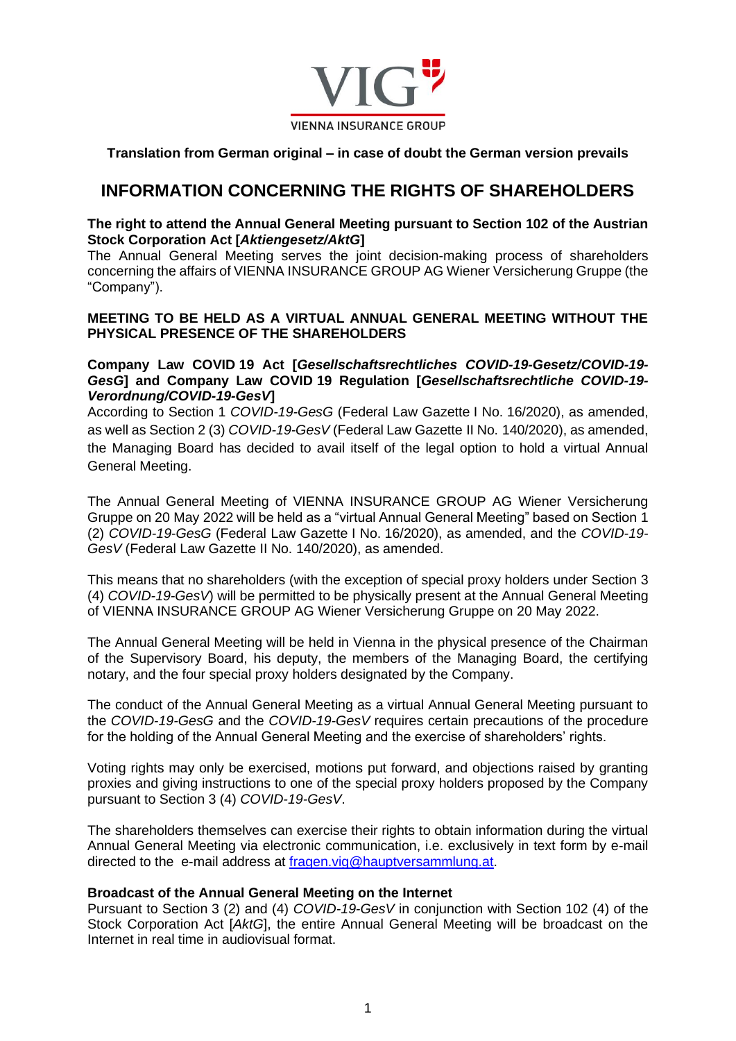VIENNA INSURANCE GROUP

**Translation from German original – in case of doubt the German version prevails**

# INFORMATION CONCERNING THE RIGHTS OF SHAREHOLDERS

**The right to attend the Annual General Meeting pursuant to Section 102 of the Austrian Stock Corporation Act [*Aktiengesetz/AktG*]**

The Annual General Meeting serves the joint decision-making process of shareholders concerning the affairs of VIENNA INSURANCE GROUP AG Wiener Versicherung Gruppe (the "Company").

**MEETING TO BE HELD AS A VIRTUAL ANNUAL GENERAL MEETING WITHOUT THE PHYSICAL PRESENCE OF THE SHAREHOLDERS**

**Company Law COVID 19 Act [*Gesellschaftsrechtliches COVID-19-Gesetz/COVID-19-GesG*] and Company Law COVID 19 Regulation [*Gesellschaftsrechtliche COVID-19-Verordnung/COVID-19-GesV*]**

According to Section 1 *COVID-19-GesG* (Federal Law Gazette I No. 16/2020), as amended, as well as Section 2 (3) *COVID-19-GesV* (Federal Law Gazette II No. 140/2020), as amended, the Managing Board has decided to avail itself of the legal option to hold a virtual Annual General Meeting.

The Annual General Meeting of VIENNA INSURANCE GROUP AG Wiener Versicherung Gruppe on 20 May 2022 will be held as a "virtual Annual General Meeting" based on Section 1 (2) *COVID-19-GesG* (Federal Law Gazette I No. 16/2020), as amended, and the *COVID-19-GesV* (Federal Law Gazette II No. 140/2020), as amended.

This means that no shareholders (with the exception of special proxy holders under Section 3 (4) *COVID-19-GesV*) will be permitted to be physically present at the Annual General Meeting of VIENNA INSURANCE GROUP AG Wiener Versicherung Gruppe on 20 May 2022.

The Annual General Meeting will be held in Vienna in the physical presence of the Chairman of the Supervisory Board, his deputy, the members of the Managing Board, the certifying notary, and the four special proxy holders designated by the Company.

The conduct of the Annual General Meeting as a virtual Annual General Meeting pursuant to the *COVID-19-GesG* and the *COVID-19-GesV* requires certain precautions of the procedure for the holding of the Annual General Meeting and the exercise of shareholders' rights.

Voting rights may only be exercised, motions put forward, and objections raised by granting proxies and giving instructions to one of the special proxy holders proposed by the Company pursuant to Section 3 (4) *COVID-19-GesV*.

The shareholders themselves can exercise their rights to obtain information during the virtual Annual General Meeting via electronic communication, i.e. exclusively in text form by e-mail directed to the e-mail address at fragen.vig@hauptversammlung.at.

**Broadcast of the Annual General Meeting on the Internet**

Pursuant to Section 3 (2) and (4) *COVID-19-GesV* in conjunction with Section 102 (4) of the Stock Corporation Act [*AktG*], the entire Annual General Meeting will be broadcast on the Internet in real time in audiovisual format.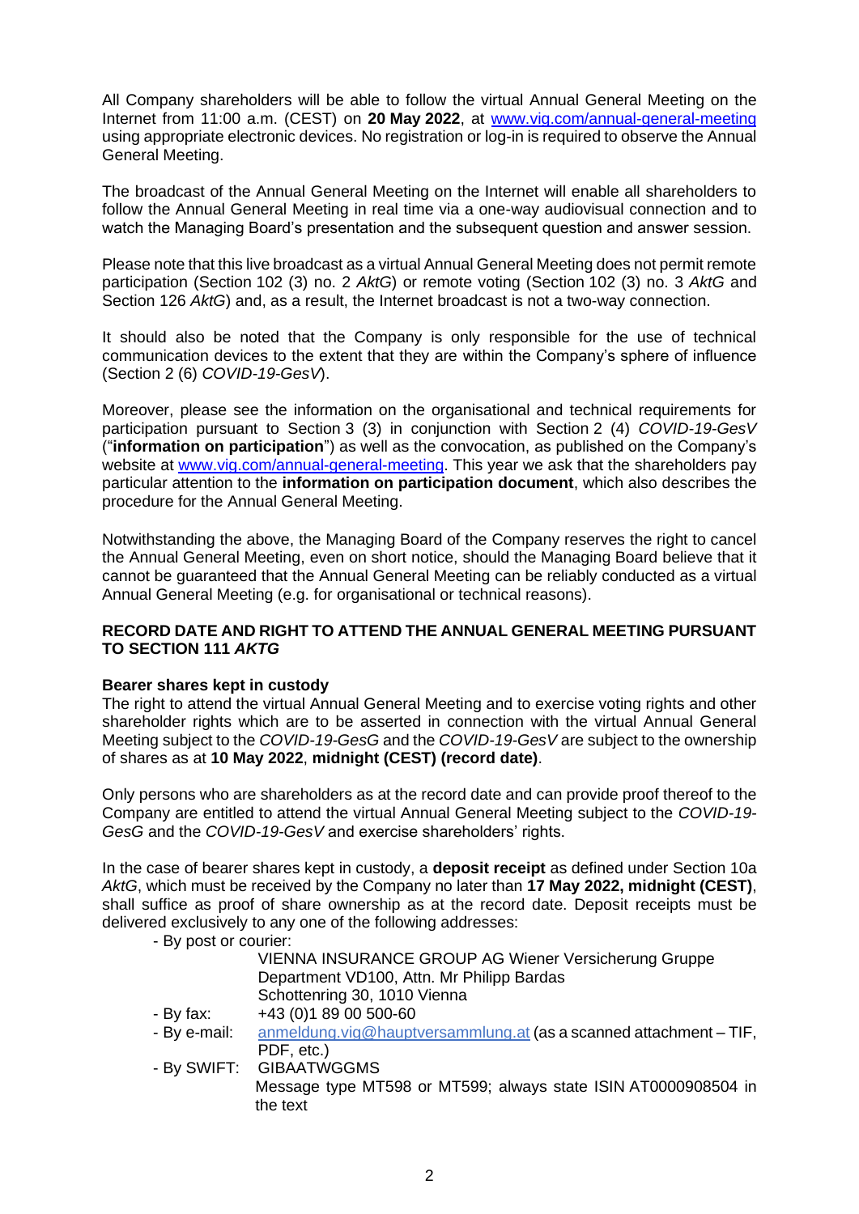All Company shareholders will be able to follow the virtual Annual General Meeting on the Internet from 11:00 a.m. (CEST) on **20 May 2022**, at [www.vig.com/annual-general-meeting](www.vig.com/annual-general-meeting) using appropriate electronic devices. No registration or log-in is required to observe the Annual General Meeting.

The broadcast of the Annual General Meeting on the Internet will enable all shareholders to follow the Annual General Meeting in real time via a one-way audiovisual connection and to watch the Managing Board's presentation and the subsequent question and answer session.

Please note that this live broadcast as a virtual Annual General Meeting does not permit remote participation (Section 102 (3) no. 2 *AktG*) or remote voting (Section 102 (3) no. 3 *AktG* and Section 126 *AktG*) and, as a result, the Internet broadcast is not a two-way connection.

It should also be noted that the Company is only responsible for the use of technical communication devices to the extent that they are within the Company's sphere of influence (Section 2 (6) *COVID-19-GesV*).

Moreover, please see the information on the organisational and technical requirements for participation pursuant to Section 3 (3) in conjunction with Section 2 (4) *COVID-19-GesV* ("**information on participation**") as well as the convocation, as published on the Company's website at [www.vig.com/annual-general-meeting](www.vig.com/annual-general-meeting). This year we ask that the shareholders pay particular attention to the **information on participation document**, which also describes the procedure for the Annual General Meeting.

Notwithstanding the above, the Managing Board of the Company reserves the right to cancel the Annual General Meeting, even on short notice, should the Managing Board believe that it cannot be guaranteed that the Annual General Meeting can be reliably conducted as a virtual Annual General Meeting (e.g. for organisational or technical reasons).

## RECORD DATE AND RIGHT TO ATTEND THE ANNUAL GENERAL MEETING PURSUANT TO SECTION 111 *AKTG*

**Bearer shares kept in custody**

The right to attend the virtual Annual General Meeting and to exercise voting rights and other shareholder rights which are to be asserted in connection with the virtual Annual General Meeting subject to the *COVID-19-GesG* and the *COVID-19-GesV* are subject to the ownership of shares as at **10 May 2022**, **midnight (CEST) (record date)**.

Only persons who are shareholders as at the record date and can provide proof thereof to the Company are entitled to attend the virtual Annual General Meeting subject to the *COVID-19-GesG* and the *COVID-19-GesV* and exercise shareholders' rights.

In the case of bearer shares kept in custody, a **deposit receipt** as defined under Section 10a *AktG*, which must be received by the Company no later than **17 May 2022, midnight (CEST)**, shall suffice as proof of share ownership as at the record date. Deposit receipts must be delivered exclusively to any one of the following addresses:

- By post or courier:
  VIENNA INSURANCE GROUP AG Wiener Versicherung Gruppe
  Department VD100, Attn. Mr Philipp Bardas
  Schottenring 30, 1010 Vienna
- By fax: +43 (0)1 89 00 500-60
- By e-mail: [anmeldung.vig@hauptversammlung.at](mailto:anmeldung.vig@hauptversammlung.at) (as a scanned attachment – TIF, PDF, etc.)
- By SWIFT: GIBAATWGGMS
  Message type MT598 or MT599; always state ISIN AT0000908504 in the text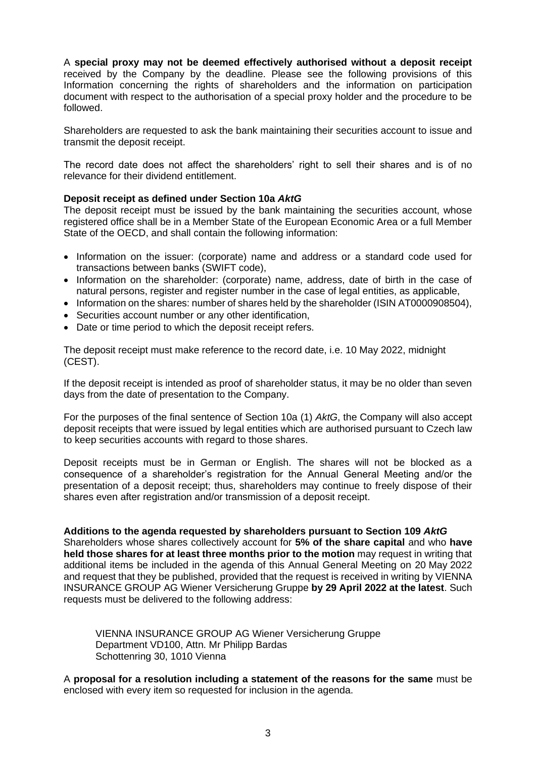A **special proxy may not be deemed effectively authorised without a deposit receipt** received by the Company by the deadline. Please see the following provisions of this Information concerning the rights of shareholders and the information on participation document with respect to the authorisation of a special proxy holder and the procedure to be followed.

Shareholders are requested to ask the bank maintaining their securities account to issue and transmit the deposit receipt.

The record date does not affect the shareholders' right to sell their shares and is of no relevance for their dividend entitlement.

**Deposit receipt as defined under Section 10a *AktG***

The deposit receipt must be issued by the bank maintaining the securities account, whose registered office shall be in a Member State of the European Economic Area or a full Member State of the OECD, and shall contain the following information:

- Information on the issuer: (corporate) name and address or a standard code used for transactions between banks (SWIFT code),
- Information on the shareholder: (corporate) name, address, date of birth in the case of natural persons, register and register number in the case of legal entities, as applicable,
- Information on the shares: number of shares held by the shareholder (ISIN AT0000908504),
- Securities account number or any other identification,
- Date or time period to which the deposit receipt refers.

The deposit receipt must make reference to the record date, i.e. 10 May 2022, midnight (CEST).

If the deposit receipt is intended as proof of shareholder status, it may be no older than seven days from the date of presentation to the Company.

For the purposes of the final sentence of Section 10a (1) *AktG*, the Company will also accept deposit receipts that were issued by legal entities which are authorised pursuant to Czech law to keep securities accounts with regard to those shares.

Deposit receipts must be in German or English. The shares will not be blocked as a consequence of a shareholder's registration for the Annual General Meeting and/or the presentation of a deposit receipt; thus, shareholders may continue to freely dispose of their shares even after registration and/or transmission of a deposit receipt.

**Additions to the agenda requested by shareholders pursuant to Section 109 *AktG***

Shareholders whose shares collectively account for **5% of the share capital** and who **have held those shares for at least three months prior to the motion** may request in writing that additional items be included in the agenda of this Annual General Meeting on 20 May 2022 and request that they be published, provided that the request is received in writing by VIENNA INSURANCE GROUP AG Wiener Versicherung Gruppe **by 29 April 2022 at the latest**. Such requests must be delivered to the following address:

VIENNA INSURANCE GROUP AG Wiener Versicherung Gruppe
Department VD100, Attn. Mr Philipp Bardas
Schottenring 30, 1010 Vienna

A **proposal for a resolution including a statement of the reasons for the same** must be enclosed with every item so requested for inclusion in the agenda.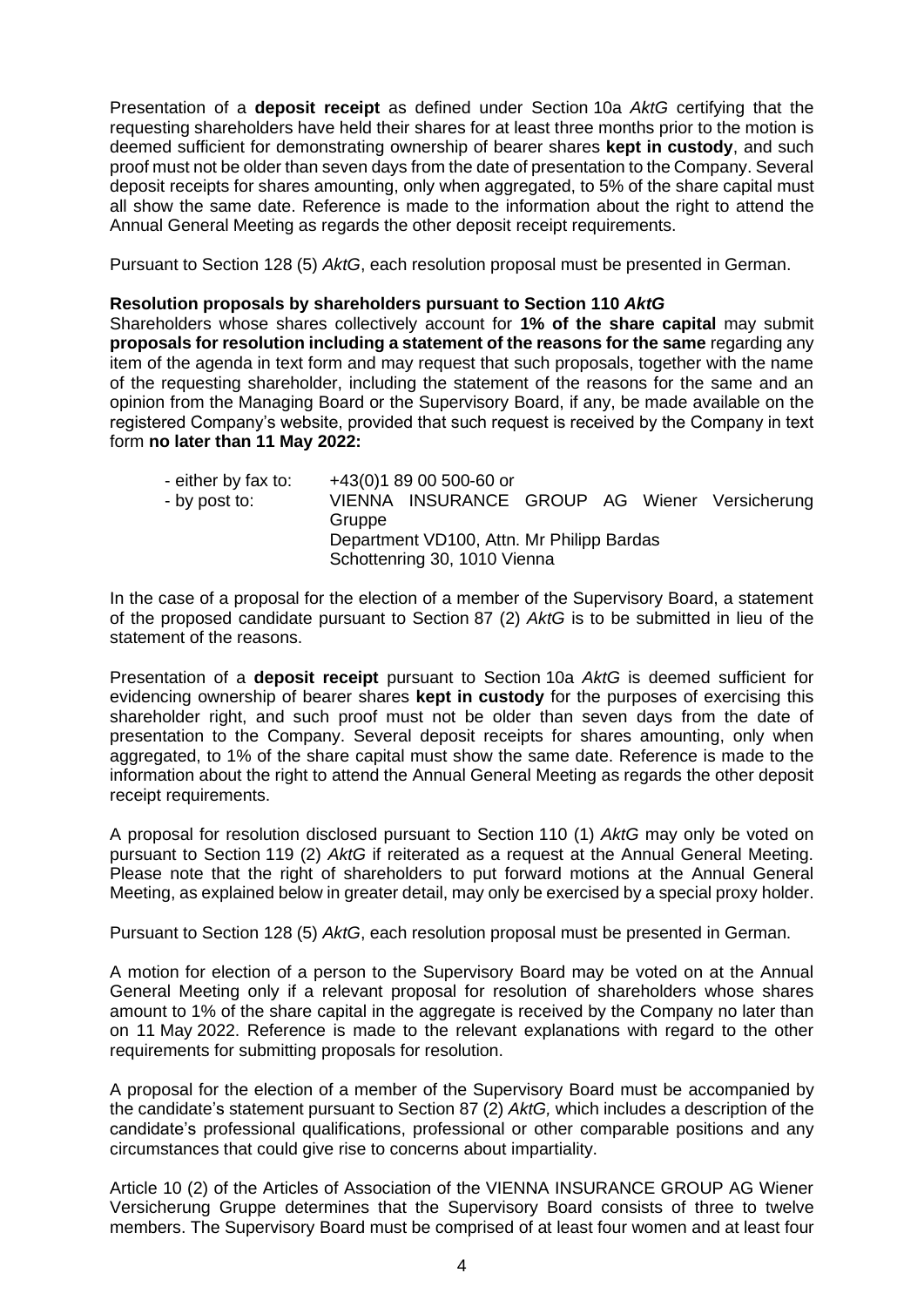Presentation of a **deposit receipt** as defined under Section 10a *AktG* certifying that the requesting shareholders have held their shares for at least three months prior to the motion is deemed sufficient for demonstrating ownership of bearer shares **kept in custody**, and such proof must not be older than seven days from the date of presentation to the Company. Several deposit receipts for shares amounting, only when aggregated, to 5% of the share capital must all show the same date. Reference is made to the information about the right to attend the Annual General Meeting as regards the other deposit receipt requirements.

Pursuant to Section 128 (5) *AktG*, each resolution proposal must be presented in German.

**Resolution proposals by shareholders pursuant to Section 110 *AktG***

Shareholders whose shares collectively account for **1% of the share capital** may submit **proposals for resolution including a statement of the reasons for the same** regarding any item of the agenda in text form and may request that such proposals, together with the name of the requesting shareholder, including the statement of the reasons for the same and an opinion from the Managing Board or the Supervisory Board, if any, be made available on the registered Company's website, provided that such request is received by the Company in text form **no later than 11 May 2022:**

- either by fax to: +43(0)1 89 00 500-60 or
- by post to: VIENNA INSURANCE GROUP AG Wiener Versicherung Gruppe
  Department VD100, Attn. Mr Philipp Bardas
  Schottenring 30, 1010 Vienna

In the case of a proposal for the election of a member of the Supervisory Board, a statement of the proposed candidate pursuant to Section 87 (2) *AktG* is to be submitted in lieu of the statement of the reasons.

Presentation of a **deposit receipt** pursuant to Section 10a *AktG* is deemed sufficient for evidencing ownership of bearer shares **kept in custody** for the purposes of exercising this shareholder right, and such proof must not be older than seven days from the date of presentation to the Company. Several deposit receipts for shares amounting, only when aggregated, to 1% of the share capital must show the same date. Reference is made to the information about the right to attend the Annual General Meeting as regards the other deposit receipt requirements.

A proposal for resolution disclosed pursuant to Section 110 (1) *AktG* may only be voted on pursuant to Section 119 (2) *AktG* if reiterated as a request at the Annual General Meeting. Please note that the right of shareholders to put forward motions at the Annual General Meeting, as explained below in greater detail, may only be exercised by a special proxy holder.

Pursuant to Section 128 (5) *AktG*, each resolution proposal must be presented in German.

A motion for election of a person to the Supervisory Board may be voted on at the Annual General Meeting only if a relevant proposal for resolution of shareholders whose shares amount to 1% of the share capital in the aggregate is received by the Company no later than on 11 May 2022. Reference is made to the relevant explanations with regard to the other requirements for submitting proposals for resolution.

A proposal for the election of a member of the Supervisory Board must be accompanied by the candidate's statement pursuant to Section 87 (2) *AktG,* which includes a description of the candidate's professional qualifications, professional or other comparable positions and any circumstances that could give rise to concerns about impartiality.

Article 10 (2) of the Articles of Association of the VIENNA INSURANCE GROUP AG Wiener Versicherung Gruppe determines that the Supervisory Board consists of three to twelve members. The Supervisory Board must be comprised of at least four women and at least four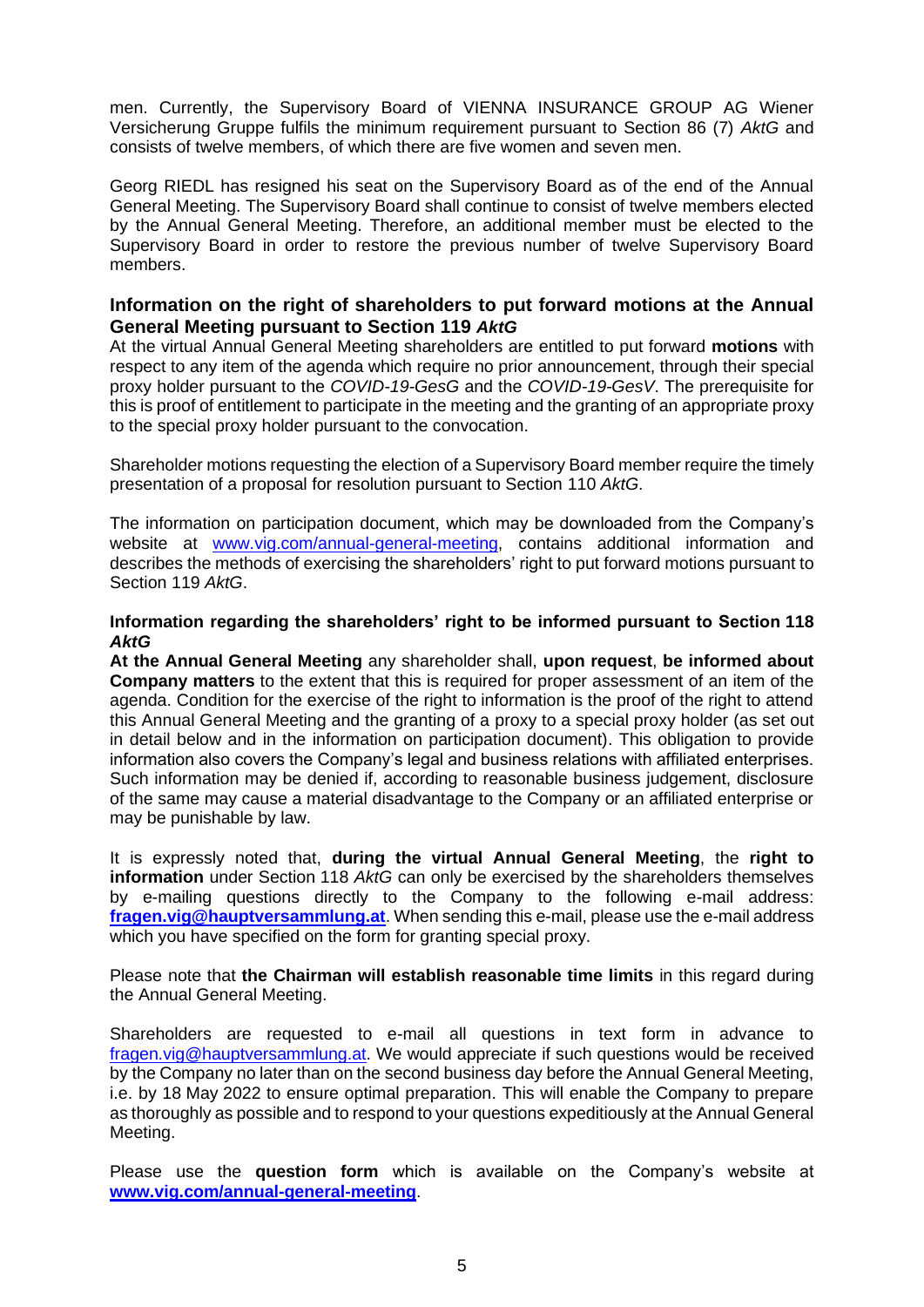men. Currently, the Supervisory Board of VIENNA INSURANCE GROUP AG Wiener Versicherung Gruppe fulfils the minimum requirement pursuant to Section 86 (7) *AktG* and consists of twelve members, of which there are five women and seven men.

Georg RIEDL has resigned his seat on the Supervisory Board as of the end of the Annual General Meeting. The Supervisory Board shall continue to consist of twelve members elected by the Annual General Meeting. Therefore, an additional member must be elected to the Supervisory Board in order to restore the previous number of twelve Supervisory Board members.

## Information on the right of shareholders to put forward motions at the Annual General Meeting pursuant to Section 119 *AktG*

At the virtual Annual General Meeting shareholders are entitled to put forward **motions** with respect to any item of the agenda which require no prior announcement, through their special proxy holder pursuant to the *COVID-19-GesG* and the *COVID-19-GesV*. The prerequisite for this is proof of entitlement to participate in the meeting and the granting of an appropriate proxy to the special proxy holder pursuant to the convocation.

Shareholder motions requesting the election of a Supervisory Board member require the timely presentation of a proposal for resolution pursuant to Section 110 *AktG*.

The information on participation document, which may be downloaded from the Company's website at www.vig.com/annual-general-meeting, contains additional information and describes the methods of exercising the shareholders' right to put forward motions pursuant to Section 119 *AktG*.

### Information regarding the shareholders' right to be informed pursuant to Section 118 *AktG*

**At the Annual General Meeting** any shareholder shall, **upon request**, **be informed about Company matters** to the extent that this is required for proper assessment of an item of the agenda. Condition for the exercise of the right to information is the proof of the right to attend this Annual General Meeting and the granting of a proxy to a special proxy holder (as set out in detail below and in the information on participation document). This obligation to provide information also covers the Company's legal and business relations with affiliated enterprises. Such information may be denied if, according to reasonable business judgement, disclosure of the same may cause a material disadvantage to the Company or an affiliated enterprise or may be punishable by law.

It is expressly noted that, **during the virtual Annual General Meeting**, the **right to information** under Section 118 *AktG* can only be exercised by the shareholders themselves by e-mailing questions directly to the Company to the following e-mail address: **fragen.vig@hauptversammlung.at**. When sending this e-mail, please use the e-mail address which you have specified on the form for granting special proxy.

Please note that **the Chairman will establish reasonable time limits** in this regard during the Annual General Meeting.

Shareholders are requested to e-mail all questions in text form in advance to fragen.vig@hauptversammlung.at. We would appreciate if such questions would be received by the Company no later than on the second business day before the Annual General Meeting, i.e. by 18 May 2022 to ensure optimal preparation. This will enable the Company to prepare as thoroughly as possible and to respond to your questions expeditiously at the Annual General Meeting.

Please use the **question form** which is available on the Company's website at **www.vig.com/annual-general-meeting**.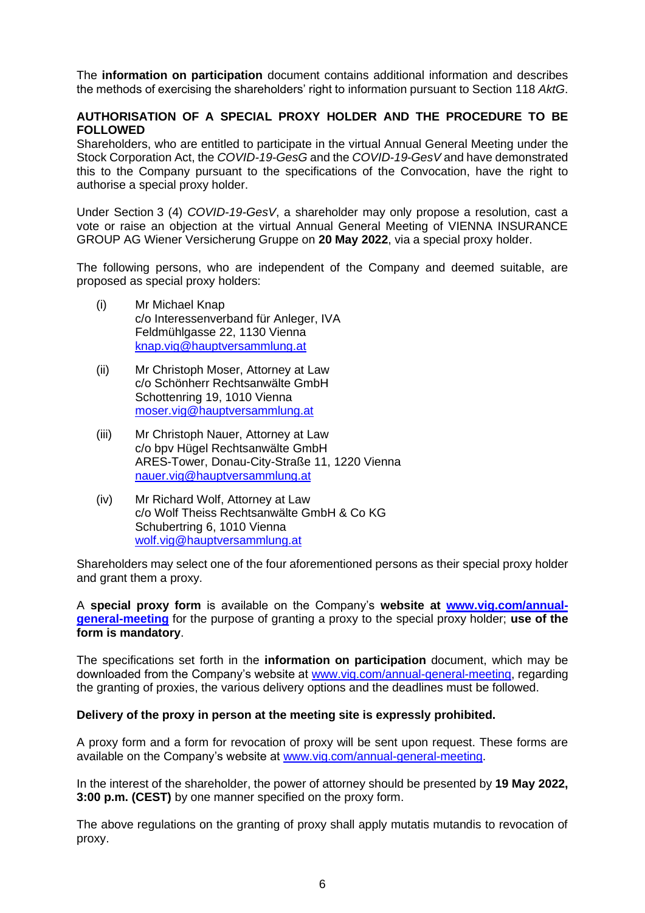The **information on participation** document contains additional information and describes the methods of exercising the shareholders' right to information pursuant to Section 118 *AktG*.

**AUTHORISATION OF A SPECIAL PROXY HOLDER AND THE PROCEDURE TO BE FOLLOWED**

Shareholders, who are entitled to participate in the virtual Annual General Meeting under the Stock Corporation Act, the *COVID-19-GesG* and the *COVID-19-GesV* and have demonstrated this to the Company pursuant to the specifications of the Convocation, have the right to authorise a special proxy holder.

Under Section 3 (4) *COVID-19-GesV*, a shareholder may only propose a resolution, cast a vote or raise an objection at the virtual Annual General Meeting of VIENNA INSURANCE GROUP AG Wiener Versicherung Gruppe on **20 May 2022**, via a special proxy holder.

The following persons, who are independent of the Company and deemed suitable, are proposed as special proxy holders:

(i) Mr Michael Knap
c/o Interessenverband für Anleger, IVA
Feldmühlgasse 22, 1130 Vienna
knap.vig@hauptversammlung.at

(ii) Mr Christoph Moser, Attorney at Law
c/o Schönherr Rechtsanwälte GmbH
Schottenring 19, 1010 Vienna
moser.vig@hauptversammlung.at

(iii) Mr Christoph Nauer, Attorney at Law
c/o bpv Hügel Rechtsanwälte GmbH
ARES-Tower, Donau-City-Straße 11, 1220 Vienna
nauer.vig@hauptversammlung.at

(iv) Mr Richard Wolf, Attorney at Law
c/o Wolf Theiss Rechtsanwälte GmbH & Co KG
Schubertring 6, 1010 Vienna
wolf.vig@hauptversammlung.at

Shareholders may select one of the four aforementioned persons as their special proxy holder and grant them a proxy.

A **special proxy form** is available on the Company's **website at www.vig.com/annual-general-meeting** for the purpose of granting a proxy to the special proxy holder; **use of the form is mandatory**.

The specifications set forth in the **information on participation** document, which may be downloaded from the Company's website at www.vig.com/annual-general-meeting, regarding the granting of proxies, the various delivery options and the deadlines must be followed.

**Delivery of the proxy in person at the meeting site is expressly prohibited.**

A proxy form and a form for revocation of proxy will be sent upon request. These forms are available on the Company's website at www.vig.com/annual-general-meeting.

In the interest of the shareholder, the power of attorney should be presented by **19 May 2022, 3:00 p.m. (CEST)** by one manner specified on the proxy form.

The above regulations on the granting of proxy shall apply mutatis mutandis to revocation of proxy.